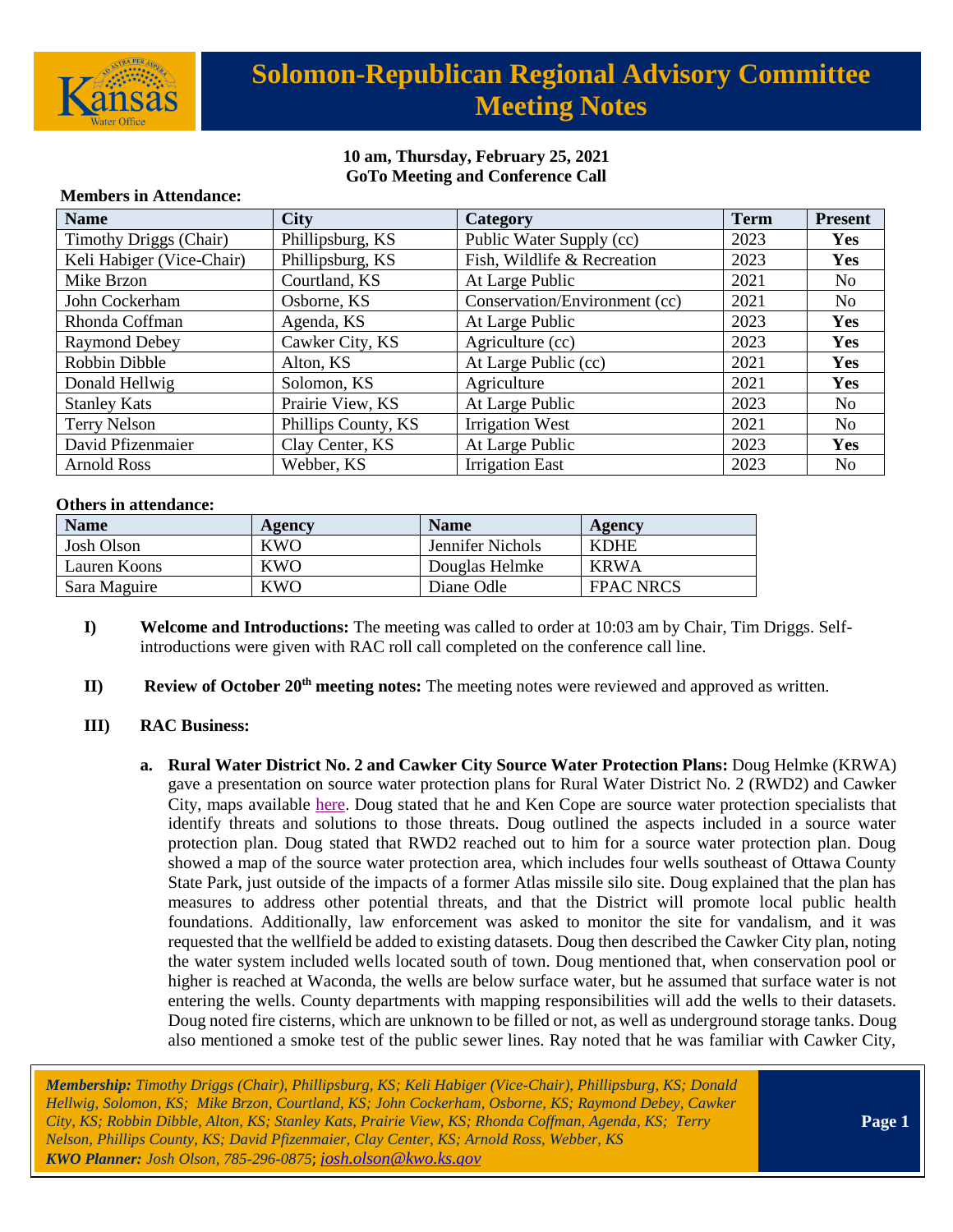# Solomon-Republican Regional Advisory Committee Meeting Notes

**10 am, Thursday, February 25, 2021**
**GoTo Meeting and Conference Call**

**Members in Attendance:**

| Name | City | Category | Term | Present |
|---|---|---|---|---|
| Timothy Driggs (Chair) | Phillipsburg, KS | Public Water Supply (cc) | 2023 | **Yes** |
| Keli Habiger (Vice-Chair) | Phillipsburg, KS | Fish, Wildlife & Recreation | 2023 | **Yes** |
| Mike Brzon | Courtland, KS | At Large Public | 2021 | No |
| John Cockerham | Osborne, KS | Conservation/Environment (cc) | 2021 | No |
| Rhonda Coffman | Agenda, KS | At Large Public | 2023 | **Yes** |
| Raymond Debey | Cawker City, KS | Agriculture (cc) | 2023 | **Yes** |
| Robbin Dibble | Alton, KS | At Large Public (cc) | 2021 | **Yes** |
| Donald Hellwig | Solomon, KS | Agriculture | 2021 | **Yes** |
| Stanley Kats | Prairie View, KS | At Large Public | 2023 | No |
| Terry Nelson | Phillips County, KS | Irrigation West | 2021 | No |
| David Pfizenmaier | Clay Center, KS | At Large Public | 2023 | **Yes** |
| Arnold Ross | Webber, KS | Irrigation East | 2023 | No |

**Others in attendance:**

| Name | Agency | Name | Agency |
|---|---|---|---|
| Josh Olson | KWO | Jennifer Nichols | KDHE |
| Lauren Koons | KWO | Douglas Helmke | KRWA |
| Sara Maguire | KWO | Diane Odle | FPAC NRCS |

I) **Welcome and Introductions:** The meeting was called to order at 10:03 am by Chair, Tim Driggs. Self-introductions were given with RAC roll call completed on the conference call line.

II) **Review of October 20th meeting notes:** The meeting notes were reviewed and approved as written.

III) **RAC Business:**

a. **Rural Water District No. 2 and Cawker City Source Water Protection Plans:** Doug Helmke (KRWA) gave a presentation on source water protection plans for Rural Water District No. 2 (RWD2) and Cawker City, maps available here. Doug stated that he and Ken Cope are source water protection specialists that identify threats and solutions to those threats. Doug outlined the aspects included in a source water protection plan. Doug stated that RWD2 reached out to him for a source water protection plan. Doug showed a map of the source water protection area, which includes four wells southeast of Ottawa County State Park, just outside of the impacts of a former Atlas missile silo site. Doug explained that the plan has measures to address other potential threats, and that the District will promote local public health foundations. Additionally, law enforcement was asked to monitor the site for vandalism, and it was requested that the wellfield be added to existing datasets. Doug then described the Cawker City plan, noting the water system included wells located south of town. Doug mentioned that, when conservation pool or higher is reached at Waconda, the wells are below surface water, but he assumed that surface water is not entering the wells. County departments with mapping responsibilities will add the wells to their datasets. Doug noted fire cisterns, which are unknown to be filled or not, as well as underground storage tanks. Doug also mentioned a smoke test of the public sewer lines. Ray noted that he was familiar with Cawker City,

*Membership: Timothy Driggs (Chair), Phillipsburg, KS; Keli Habiger (Vice-Chair), Phillipsburg, KS; Donald Hellwig, Solomon, KS; Mike Brzon, Courtland, KS; John Cockerham, Osborne, KS; Raymond Debey, Cawker City, KS; Robbin Dibble, Alton, KS; Stanley Kats, Prairie View, KS; Rhonda Coffman, Agenda, KS; Terry Nelson, Phillips County, KS; David Pfizenmaier, Clay Center, KS; Arnold Ross, Webber, KS*
*KWO Planner: Josh Olson, 785-296-0875; josh.olson@kwo.ks.gov*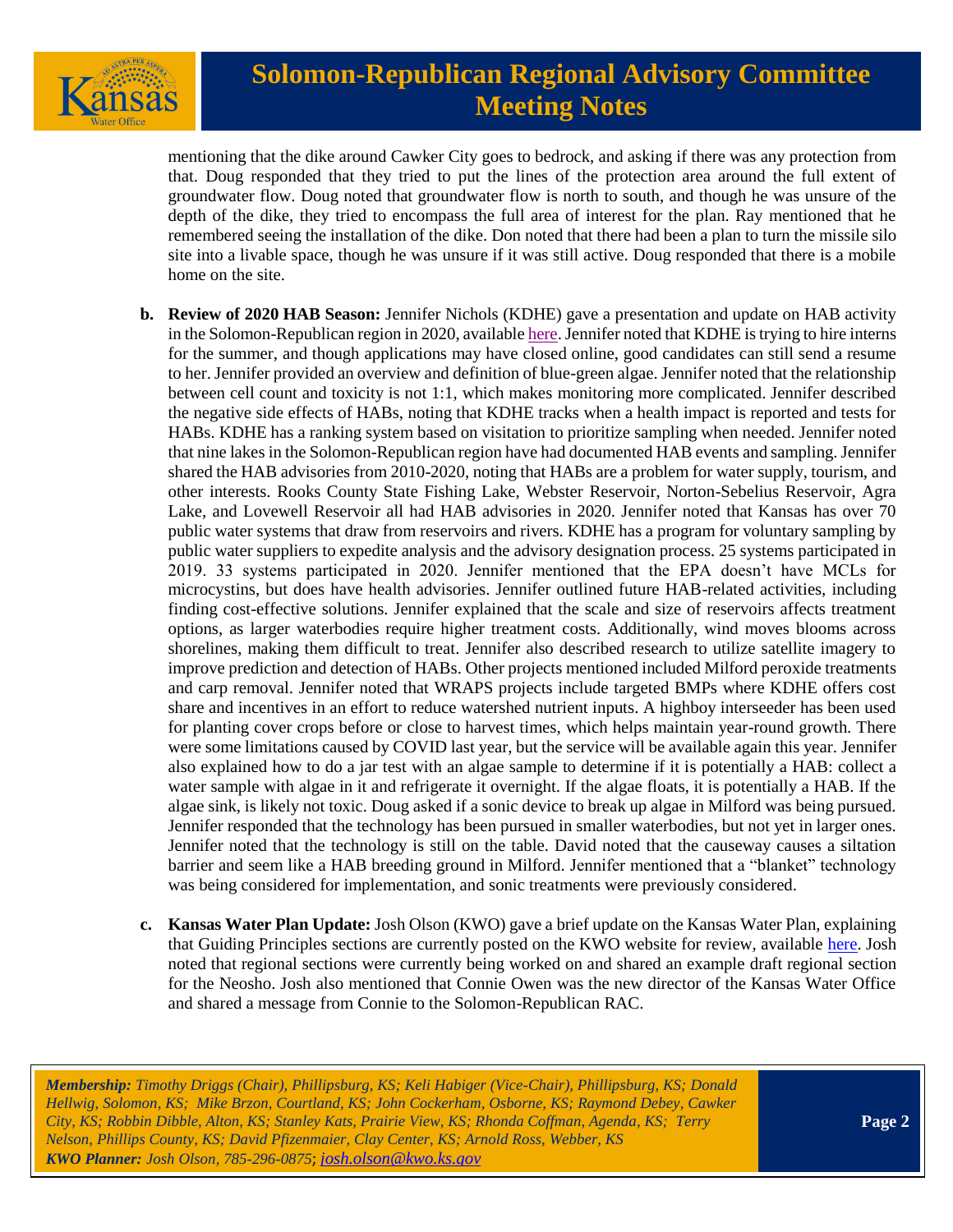mentioning that the dike around Cawker City goes to bedrock, and asking if there was any protection from that. Doug responded that they tried to put the lines of the protection area around the full extent of groundwater flow. Doug noted that groundwater flow is north to south, and though he was unsure of the depth of the dike, they tried to encompass the full area of interest for the plan. Ray mentioned that he remembered seeing the installation of the dike. Don noted that there had been a plan to turn the missile silo site into a livable space, though he was unsure if it was still active. Doug responded that there is a mobile home on the site.

b. **Review of 2020 HAB Season:** Jennifer Nichols (KDHE) gave a presentation and update on HAB activity in the Solomon-Republican region in 2020, available here. Jennifer noted that KDHE is trying to hire interns for the summer, and though applications may have closed online, good candidates can still send a resume to her. Jennifer provided an overview and definition of blue-green algae. Jennifer noted that the relationship between cell count and toxicity is not 1:1, which makes monitoring more complicated. Jennifer described the negative side effects of HABs, noting that KDHE tracks when a health impact is reported and tests for HABs. KDHE has a ranking system based on visitation to prioritize sampling when needed. Jennifer noted that nine lakes in the Solomon-Republican region have had documented HAB events and sampling. Jennifer shared the HAB advisories from 2010-2020, noting that HABs are a problem for water supply, tourism, and other interests. Rooks County State Fishing Lake, Webster Reservoir, Norton-Sebelius Reservoir, Agra Lake, and Lovewell Reservoir all had HAB advisories in 2020. Jennifer noted that Kansas has over 70 public water systems that draw from reservoirs and rivers. KDHE has a program for voluntary sampling by public water suppliers to expedite analysis and the advisory designation process. 25 systems participated in 2019. 33 systems participated in 2020. Jennifer mentioned that the EPA doesn't have MCLs for microcystins, but does have health advisories. Jennifer outlined future HAB-related activities, including finding cost-effective solutions. Jennifer explained that the scale and size of reservoirs affects treatment options, as larger waterbodies require higher treatment costs. Additionally, wind moves blooms across shorelines, making them difficult to treat. Jennifer also described research to utilize satellite imagery to improve prediction and detection of HABs. Other projects mentioned included Milford peroxide treatments and carp removal. Jennifer noted that WRAPS projects include targeted BMPs where KDHE offers cost share and incentives in an effort to reduce watershed nutrient inputs. A highboy interseeder has been used for planting cover crops before or close to harvest times, which helps maintain year-round growth. There were some limitations caused by COVID last year, but the service will be available again this year. Jennifer also explained how to do a jar test with an algae sample to determine if it is potentially a HAB: collect a water sample with algae in it and refrigerate it overnight. If the algae floats, it is potentially a HAB. If the algae sink, is likely not toxic. Doug asked if a sonic device to break up algae in Milford was being pursued. Jennifer responded that the technology has been pursued in smaller waterbodies, but not yet in larger ones. Jennifer noted that the technology is still on the table. David noted that the causeway causes a siltation barrier and seem like a HAB breeding ground in Milford. Jennifer mentioned that a "blanket" technology was being considered for implementation, and sonic treatments were previously considered.

c. **Kansas Water Plan Update:** Josh Olson (KWO) gave a brief update on the Kansas Water Plan, explaining that Guiding Principles sections are currently posted on the KWO website for review, available here. Josh noted that regional sections were currently being worked on and shared an example draft regional section for the Neosho. Josh also mentioned that Connie Owen was the new director of the Kansas Water Office and shared a message from Connie to the Solomon-Republican RAC.

***Membership:** Timothy Driggs (Chair), Phillipsburg, KS; Keli Habiger (Vice-Chair), Phillipsburg, KS; Donald Hellwig, Solomon, KS; Mike Brzon, Courtland, KS; John Cockerham, Osborne, KS; Raymond Debey, Cawker City, KS; Robbin Dibble, Alton, KS; Stanley Kats, Prairie View, KS; Rhonda Coffman, Agenda, KS; Terry Nelson, Phillips County, KS; David Pfizenmaier, Clay Center, KS; Arnold Ross, Webber, KS*
***KWO Planner:** Josh Olson, 785-296-0875; josh.olson@kwo.ks.gov*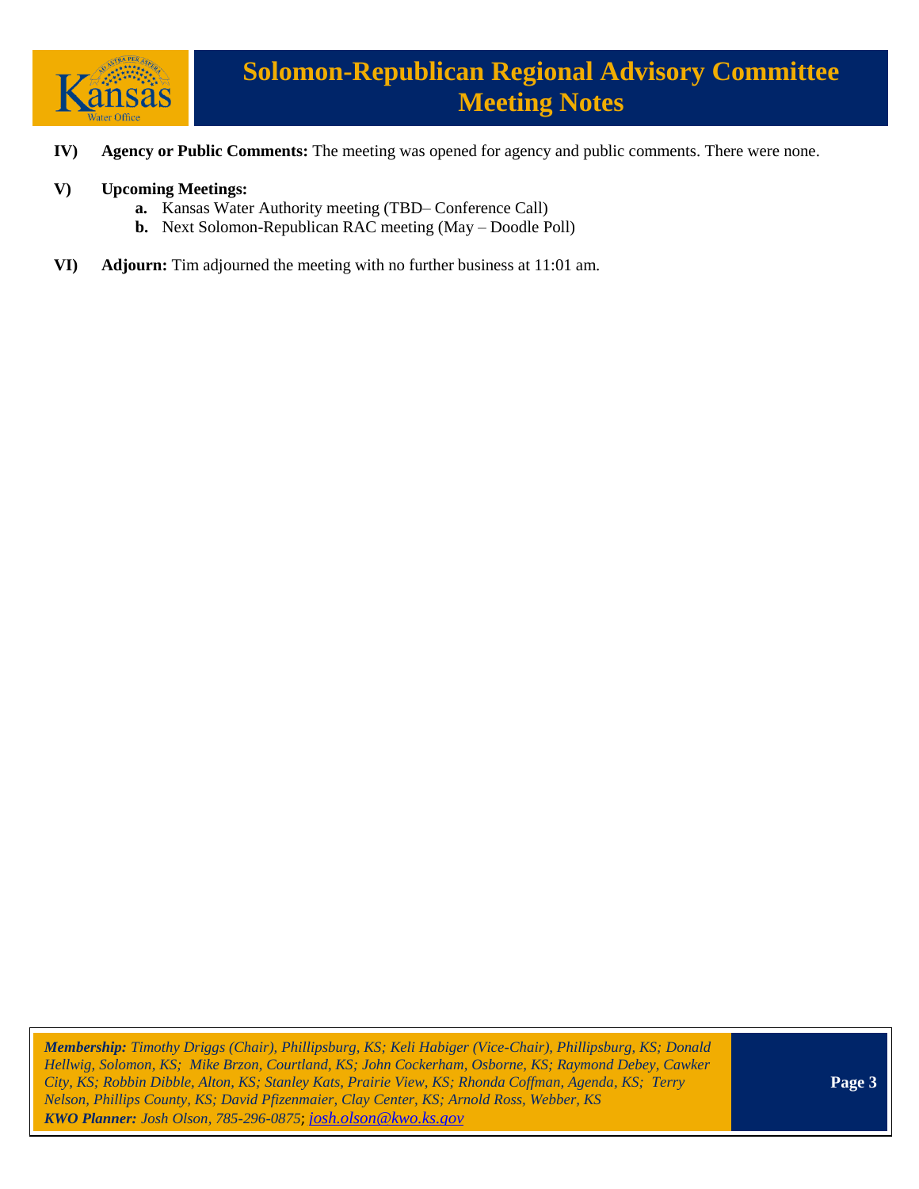**IV) Agency or Public Comments:** The meeting was opened for agency and public comments. There were none.

**V) Upcoming Meetings:**

- **a.** Kansas Water Authority meeting (TBD– Conference Call)
- **b.** Next Solomon-Republican RAC meeting (May – Doodle Poll)

**VI) Adjourn:** Tim adjourned the meeting with no further business at 11:01 am.